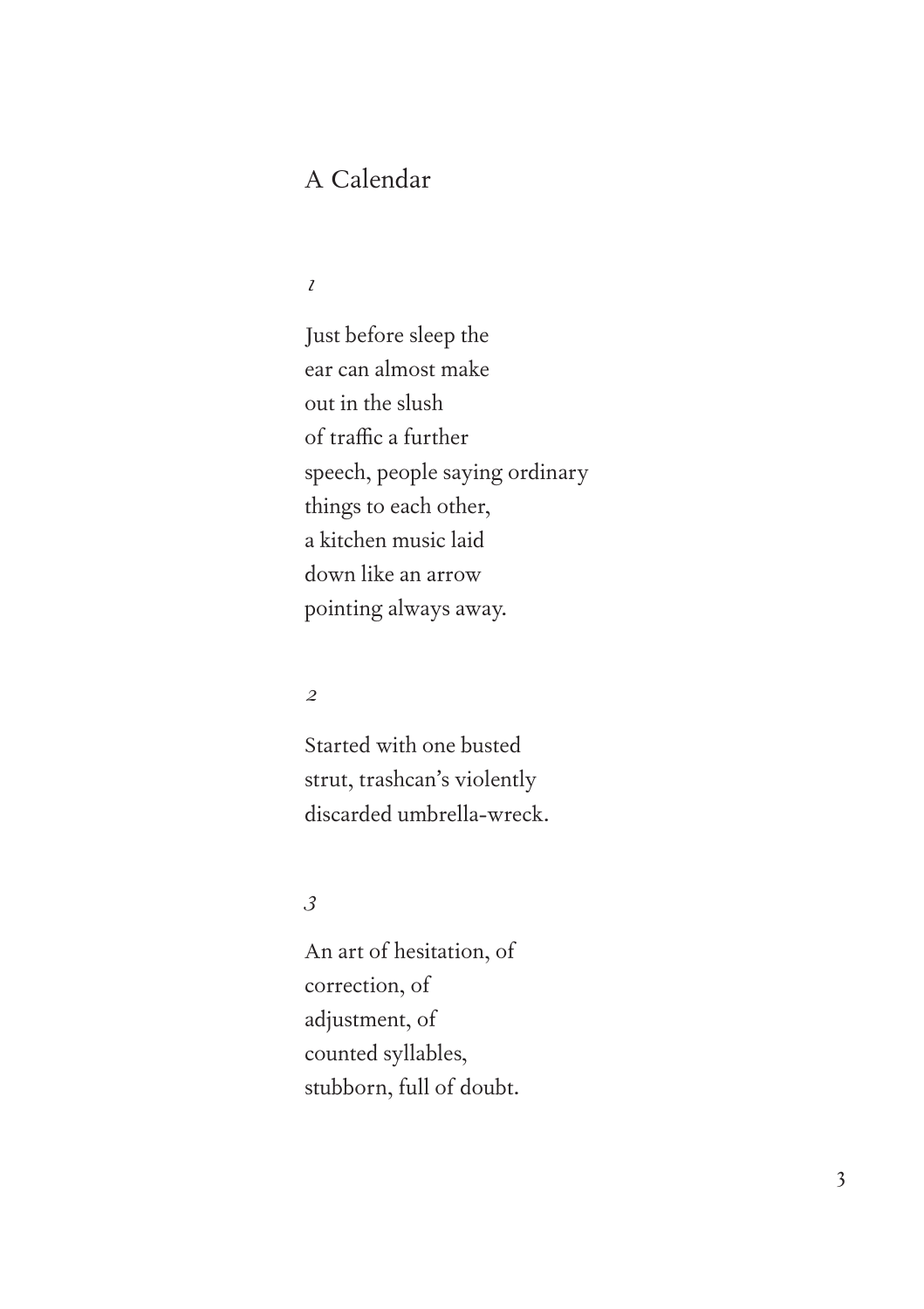# A Calendar

*1*

Just before sleep the  
ear can almost make  
out in the slush  
of traffic a further  
speech, people saying ordinary  
things to each other,  
a kitchen music laid  
down like an arrow  
pointing always away.

*2*

Started with one busted  
strut, trashcan's violently  
discarded umbrella-wreck.

*3*

An art of hesitation, of  
correction, of  
adjustment, of  
counted syllables,  
stubborn, full of doubt.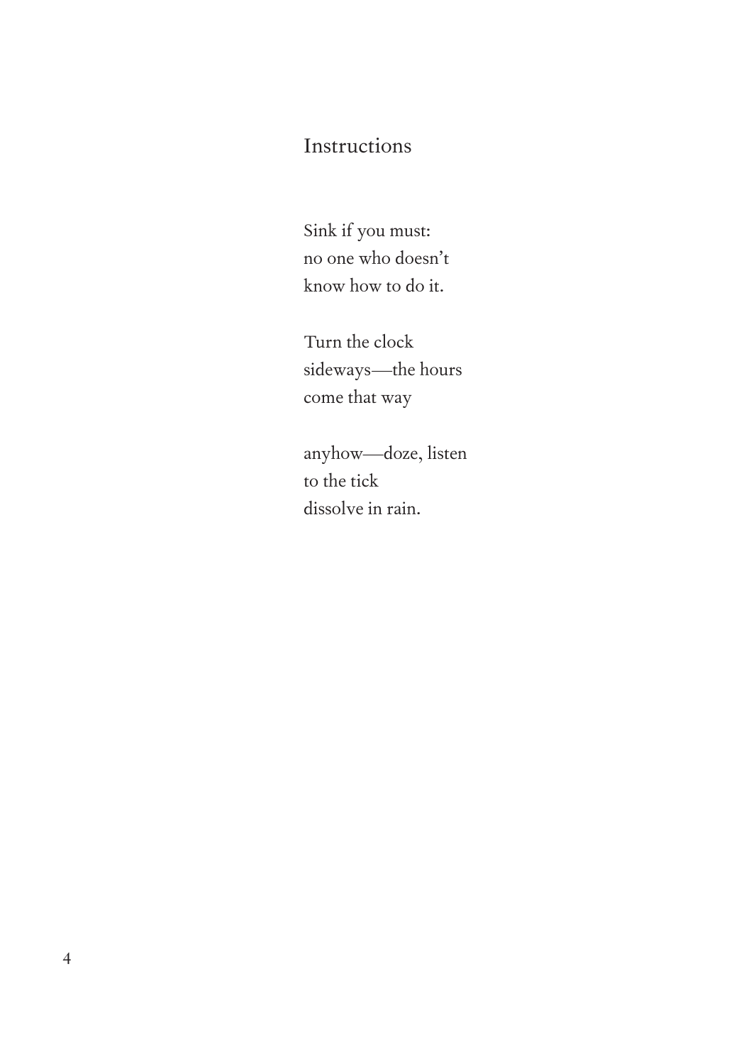## Instructions

Sink if you must:  
no one who doesn’t  
know how to do it.

Turn the clock  
sideways—the hours  
come that way

anyhow—doze, listen  
to the tick  
dissolve in rain.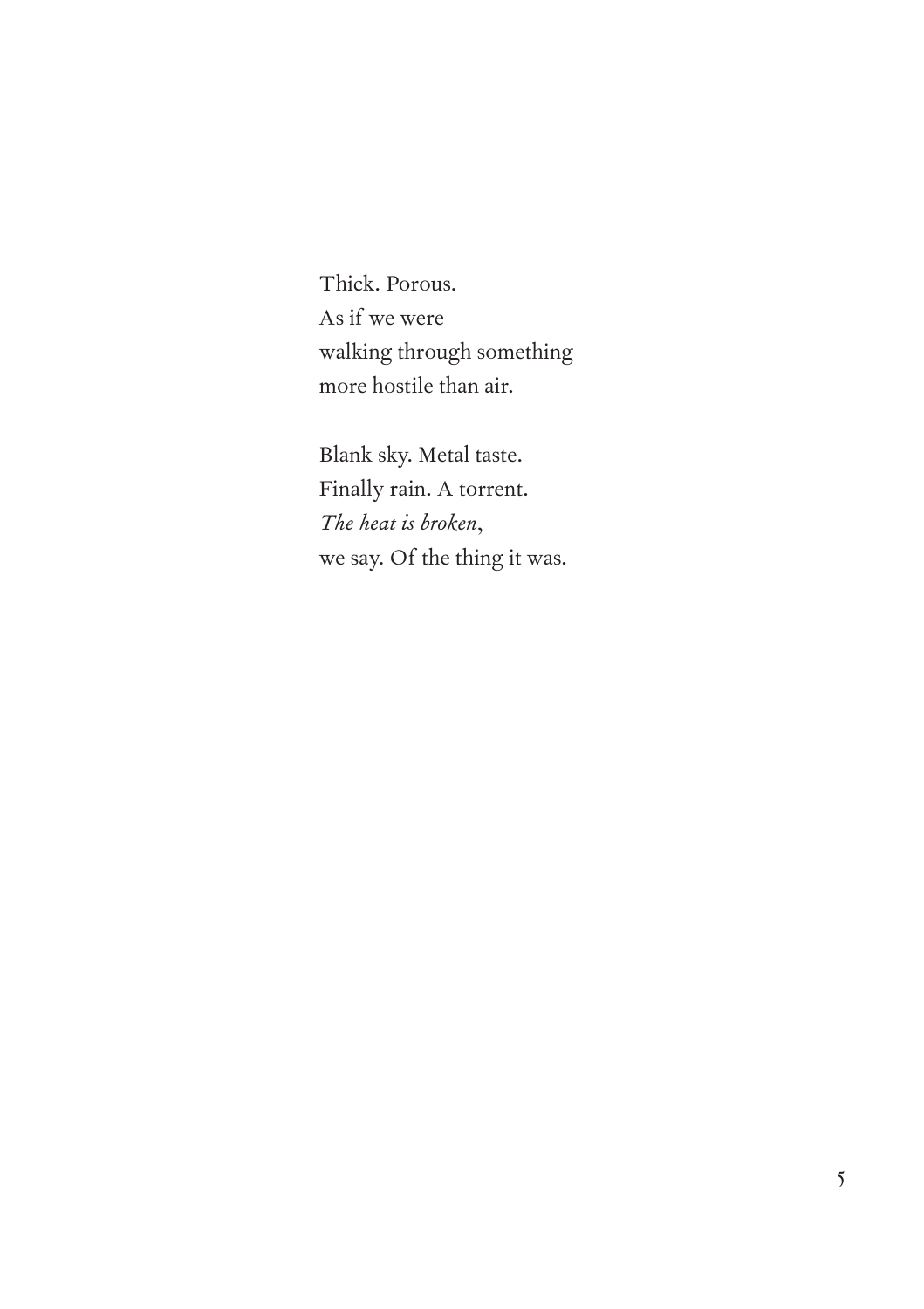Thick. Porous.
As if we were
walking through something
more hostile than air.

Blank sky. Metal taste.
Finally rain. A torrent.
*The heat is broken*,
we say. Of the thing it was.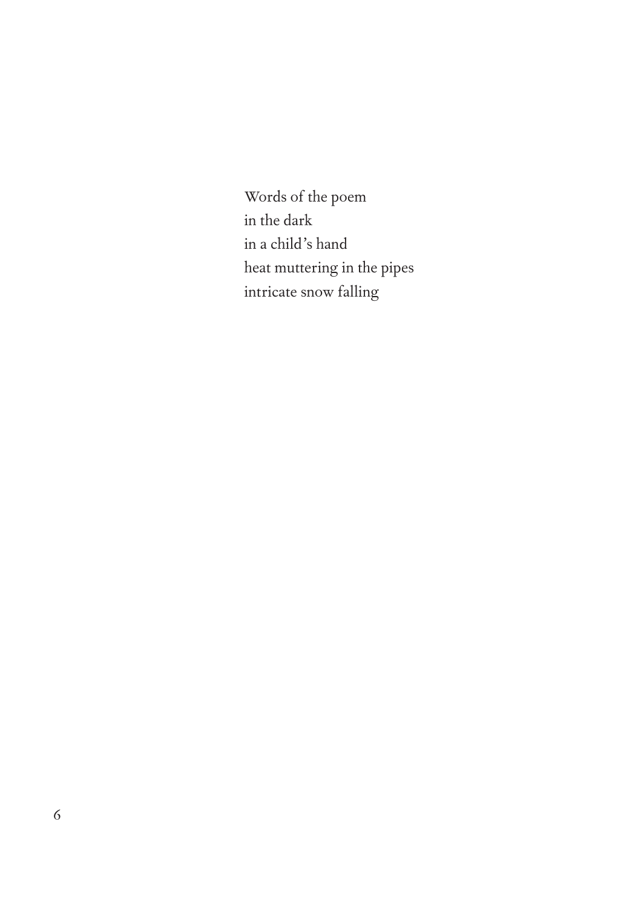Words of the poem  
in the dark  
in a child's hand  
heat muttering in the pipes  
intricate snow falling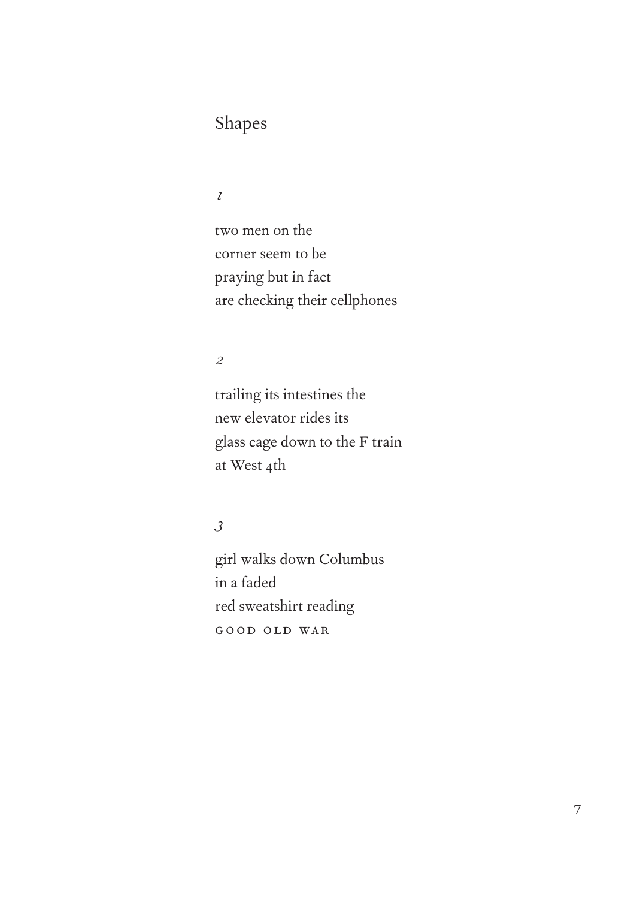# Shapes

*1*

two men on the  
corner seem to be  
praying but in fact  
are checking their cellphones

*2*

trailing its intestines the  
new elevator rides its  
glass cage down to the F train  
at West 4th

*3*

girl walks down Columbus  
in a faded  
red sweatshirt reading  
GOOD OLD WAR